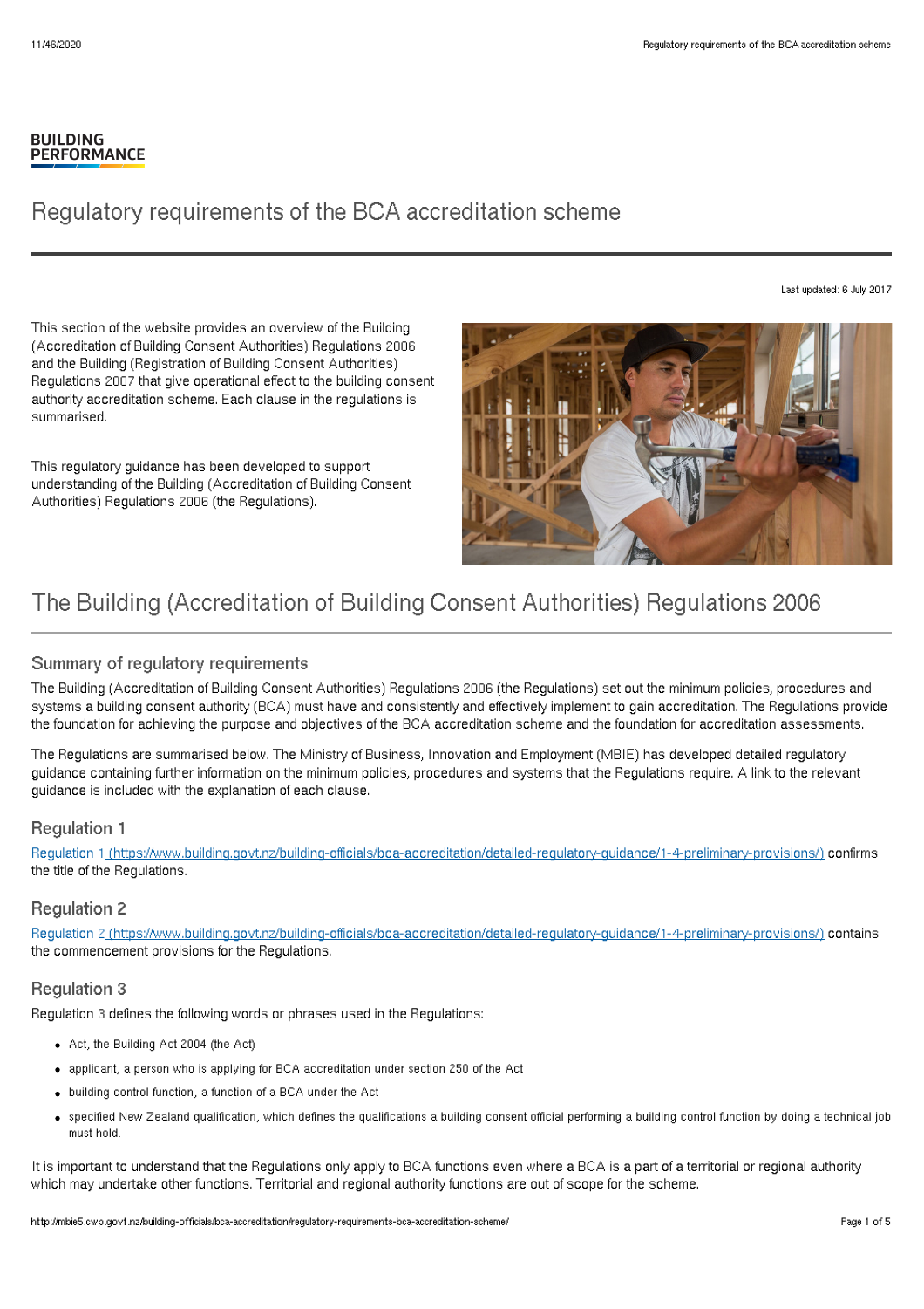BUILDING PERFORMANCE

# Regulatory requirements of the BCA accreditation scheme

Last updated: 6 July 2017

This section of the website provides an overview of the Building (Accreditation of Building Consent Authorities) Regulations 2006 and the Building (Registration of Building Consent Authorities) Regulations 2007 that give operational effect to the building consent authority accreditation scheme. Each clause in the regulations is summarised.

This regulatory guidance has been developed to support understanding of the Building (Accreditation of Building Consent Authorities) Regulations 2006 (the Regulations).

## The Building (Accreditation of Building Consent Authorities) Regulations 2006

### Summary of regulatory requirements

The Building (Accreditation of Building Consent Authorities) Regulations 2006 (the Regulations) set out the minimum policies, procedures and systems a building consent authority (BCA) must have and consistently and effectively implement to gain accreditation. The Regulations provide the foundation for achieving the purpose and objectives of the BCA accreditation scheme and the foundation for accreditation assessments.

The Regulations are summarised below. The Ministry of Business, Innovation and Employment (MBIE) has developed detailed regulatory guidance containing further information on the minimum policies, procedures and systems that the Regulations require. A link to the relevant guidance is included with the explanation of each clause.

### Regulation 1

Regulation 1 (https://www.building.govt.nz/building-officials/bca-accreditation/detailed-regulatory-guidance/1-4-preliminary-provisions/) confirms the title of the Regulations.

### Regulation 2

Regulation 2 (https://www.building.govt.nz/building-officials/bca-accreditation/detailed-regulatory-guidance/1-4-preliminary-provisions/) contains the commencement provisions for the Regulations.

### Regulation 3

Regulation 3 defines the following words or phrases used in the Regulations:

- Act, the Building Act 2004 (the Act)
- applicant, a person who is applying for BCA accreditation under section 250 of the Act
- building control function, a function of a BCA under the Act
- specified New Zealand qualification, which defines the qualifications a building consent official performing a building control function by doing a technical job must hold.

It is important to understand that the Regulations only apply to BCA functions even where a BCA is a part of a territorial or regional authority which may undertake other functions. Territorial and regional authority functions are out of scope for the scheme.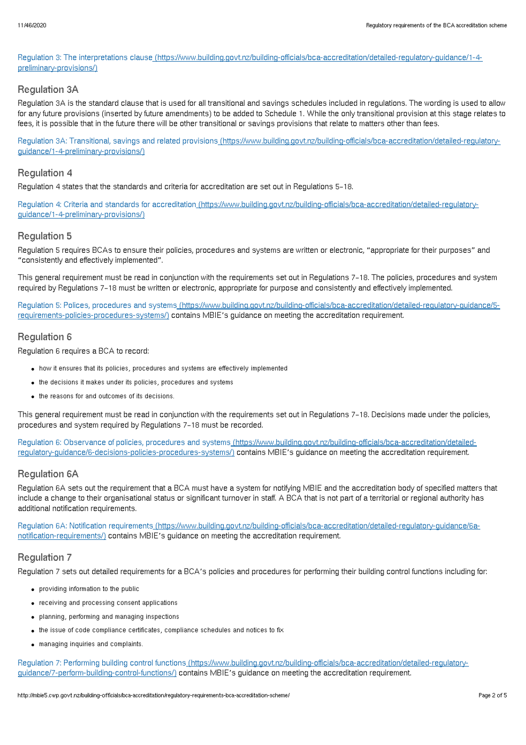[Regulation 3: The interpretations clause (https://www.building.govt.nz/building-officials/bca-accreditation/detailed-regulatory-guidance/1-4-preliminary-provisions/)](https://www.building.govt.nz/building-officials/bca-accreditation/detailed-regulatory-guidance/1-4-preliminary-provisions/)

## Regulation 3A

Regulation 3A is the standard clause that is used for all transitional and savings schedules included in regulations. The wording is used to allow for any future provisions (inserted by future amendments) to be added to Schedule 1. While the only transitional provision at this stage relates to fees, it is possible that in the future there will be other transitional or savings provisions that relate to matters other than fees.

[Regulation 3A: Transitional, savings and related provisions (https://www.building.govt.nz/building-officials/bca-accreditation/detailed-regulatory-guidance/1-4-preliminary-provisions/)](https://www.building.govt.nz/building-officials/bca-accreditation/detailed-regulatory-guidance/1-4-preliminary-provisions/)

## Regulation 4

Regulation 4 states that the standards and criteria for accreditation are set out in Regulations 5–18.

[Regulation 4: Criteria and standards for accreditation (https://www.building.govt.nz/building-officials/bca-accreditation/detailed-regulatory-guidance/1-4-preliminary-provisions/)](https://www.building.govt.nz/building-officials/bca-accreditation/detailed-regulatory-guidance/1-4-preliminary-provisions/)

## Regulation 5

Regulation 5 requires BCAs to ensure their policies, procedures and systems are written or electronic, "appropriate for their purposes" and "consistently and effectively implemented".

This general requirement must be read in conjunction with the requirements set out in Regulations 7–18. The policies, procedures and system required by Regulations 7–18 must be written or electronic, appropriate for purpose and consistently and effectively implemented.

[Regulation 5: Polices, procedures and systems (https://www.building.govt.nz/building-officials/bca-accreditation/detailed-regulatory-guidance/5-requirements-policies-procedures-systems/)](https://www.building.govt.nz/building-officials/bca-accreditation/detailed-regulatory-guidance/5-requirements-policies-procedures-systems/) contains MBIE's guidance on meeting the accreditation requirement.

## Regulation 6

Regulation 6 requires a BCA to record:

- how it ensures that its policies, procedures and systems are effectively implemented
- the decisions it makes under its policies, procedures and systems
- the reasons for and outcomes of its decisions.

This general requirement must be read in conjunction with the requirements set out in Regulations 7–18. Decisions made under the policies, procedures and system required by Regulations 7–18 must be recorded.

[Regulation 6: Observance of policies, procedures and systems (https://www.building.govt.nz/building-officials/bca-accreditation/detailed-regulatory-guidance/6-decisions-policies-procedures-systems/)](https://www.building.govt.nz/building-officials/bca-accreditation/detailed-regulatory-guidance/6-decisions-policies-procedures-systems/) contains MBIE's guidance on meeting the accreditation requirement.

## Regulation 6A

Regulation 6A sets out the requirement that a BCA must have a system for notifying MBIE and the accreditation body of specified matters that include a change to their organisational status or significant turnover in staff. A BCA that is not part of a territorial or regional authority has additional notification requirements.

[Regulation 6A: Notification requirements (https://www.building.govt.nz/building-officials/bca-accreditation/detailed-regulatory-guidance/6a-notification-requirements/)](https://www.building.govt.nz/building-officials/bca-accreditation/detailed-regulatory-guidance/6a-notification-requirements/) contains MBIE's guidance on meeting the accreditation requirement.

## Regulation 7

Regulation 7 sets out detailed requirements for a BCA's policies and procedures for performing their building control functions including for:

- providing information to the public
- receiving and processing consent applications
- planning, performing and managing inspections
- the issue of code compliance certificates, compliance schedules and notices to fix
- managing inquiries and complaints.

[Regulation 7: Performing building control functions (https://www.building.govt.nz/building-officials/bca-accreditation/detailed-regulatory-guidance/7-perform-building-control-functions/)](https://www.building.govt.nz/building-officials/bca-accreditation/detailed-regulatory-guidance/7-perform-building-control-functions/) contains MBIE's guidance on meeting the accreditation requirement.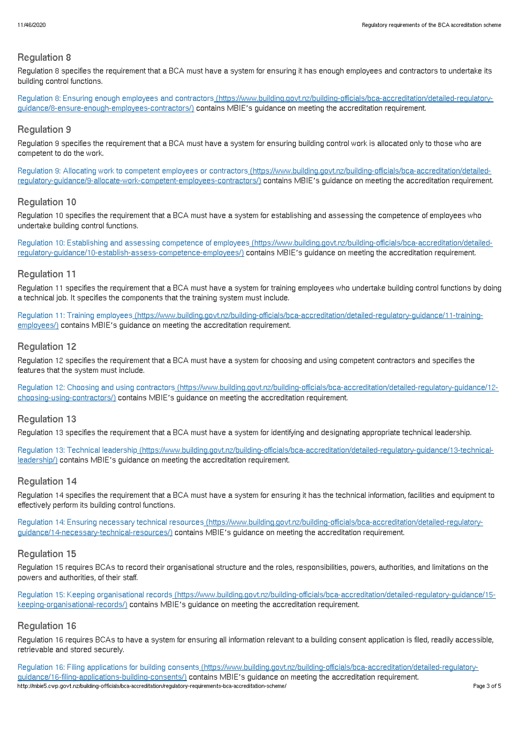## Regulation 8

Regulation 8 specifies the requirement that a BCA must have a system for ensuring it has enough employees and contractors to undertake its building control functions.

[Regulation 8: Ensuring enough employees and contractors (https://www.building.govt.nz/building-officials/bca-accreditation/detailed-regulatory-guidance/8-ensure-enough-employees-contractors/)](https://www.building.govt.nz/building-officials/bca-accreditation/detailed-regulatory-guidance/8-ensure-enough-employees-contractors/) contains MBIE's guidance on meeting the accreditation requirement.

## Regulation 9

Regulation 9 specifies the requirement that a BCA must have a system for ensuring building control work is allocated only to those who are competent to do the work.

[Regulation 9: Allocating work to competent employees or contractors (https://www.building.govt.nz/building-officials/bca-accreditation/detailed-regulatory-guidance/9-allocate-work-competent-employees-contractors/)](https://www.building.govt.nz/building-officials/bca-accreditation/detailed-regulatory-guidance/9-allocate-work-competent-employees-contractors/) contains MBIE's guidance on meeting the accreditation requirement.

## Regulation 10

Regulation 10 specifies the requirement that a BCA must have a system for establishing and assessing the competence of employees who undertake building control functions.

[Regulation 10: Establishing and assessing competence of employees (https://www.building.govt.nz/building-officials/bca-accreditation/detailed-regulatory-guidance/10-establish-assess-competence-employees/)](https://www.building.govt.nz/building-officials/bca-accreditation/detailed-regulatory-guidance/10-establish-assess-competence-employees/) contains MBIE's guidance on meeting the accreditation requirement.

## Regulation 11

Regulation 11 specifies the requirement that a BCA must have a system for training employees who undertake building control functions by doing a technical job. It specifies the components that the training system must include.

[Regulation 11: Training employees (https://www.building.govt.nz/building-officials/bca-accreditation/detailed-regulatory-guidance/11-training-employees/)](https://www.building.govt.nz/building-officials/bca-accreditation/detailed-regulatory-guidance/11-training-employees/) contains MBIE's guidance on meeting the accreditation requirement.

## Regulation 12

Regulation 12 specifies the requirement that a BCA must have a system for choosing and using competent contractors and specifies the features that the system must include.

[Regulation 12: Choosing and using contractors (https://www.building.govt.nz/building-officials/bca-accreditation/detailed-regulatory-guidance/12-choosing-using-contractors/)](https://www.building.govt.nz/building-officials/bca-accreditation/detailed-regulatory-guidance/12-choosing-using-contractors/) contains MBIE's guidance on meeting the accreditation requirement.

## Regulation 13

Regulation 13 specifies the requirement that a BCA must have a system for identifying and designating appropriate technical leadership.

[Regulation 13: Technical leadership (https://www.building.govt.nz/building-officials/bca-accreditation/detailed-regulatory-guidance/13-technical-leadership/)](https://www.building.govt.nz/building-officials/bca-accreditation/detailed-regulatory-guidance/13-technical-leadership/) contains MBIE's guidance on meeting the accreditation requirement.

## Regulation 14

Regulation 14 specifies the requirement that a BCA must have a system for ensuring it has the technical information, facilities and equipment to effectively perform its building control functions.

[Regulation 14: Ensuring necessary technical resources (https://www.building.govt.nz/building-officials/bca-accreditation/detailed-regulatory-guidance/14-necessary-technical-resources/)](https://www.building.govt.nz/building-officials/bca-accreditation/detailed-regulatory-guidance/14-necessary-technical-resources/) contains MBIE's guidance on meeting the accreditation requirement.

## Regulation 15

Regulation 15 requires BCAs to record their organisational structure and the roles, responsibilities, powers, authorities, and limitations on the powers and authorities, of their staff.

[Regulation 15: Keeping organisational records (https://www.building.govt.nz/building-officials/bca-accreditation/detailed-regulatory-guidance/15-keeping-organisational-records/)](https://www.building.govt.nz/building-officials/bca-accreditation/detailed-regulatory-guidance/15-keeping-organisational-records/) contains MBIE's guidance on meeting the accreditation requirement.

## Regulation 16

Regulation 16 requires BCAs to have a system for ensuring all information relevant to a building consent application is filed, readily accessible, retrievable and stored securely.

[Regulation 16: Filing applications for building consents (https://www.building.govt.nz/building-officials/bca-accreditation/detailed-regulatory-guidance/16-filing-applications-building-consents/)](https://www.building.govt.nz/building-officials/bca-accreditation/detailed-regulatory-guidance/16-filing-applications-building-consents/) contains MBIE's guidance on meeting the accreditation requirement.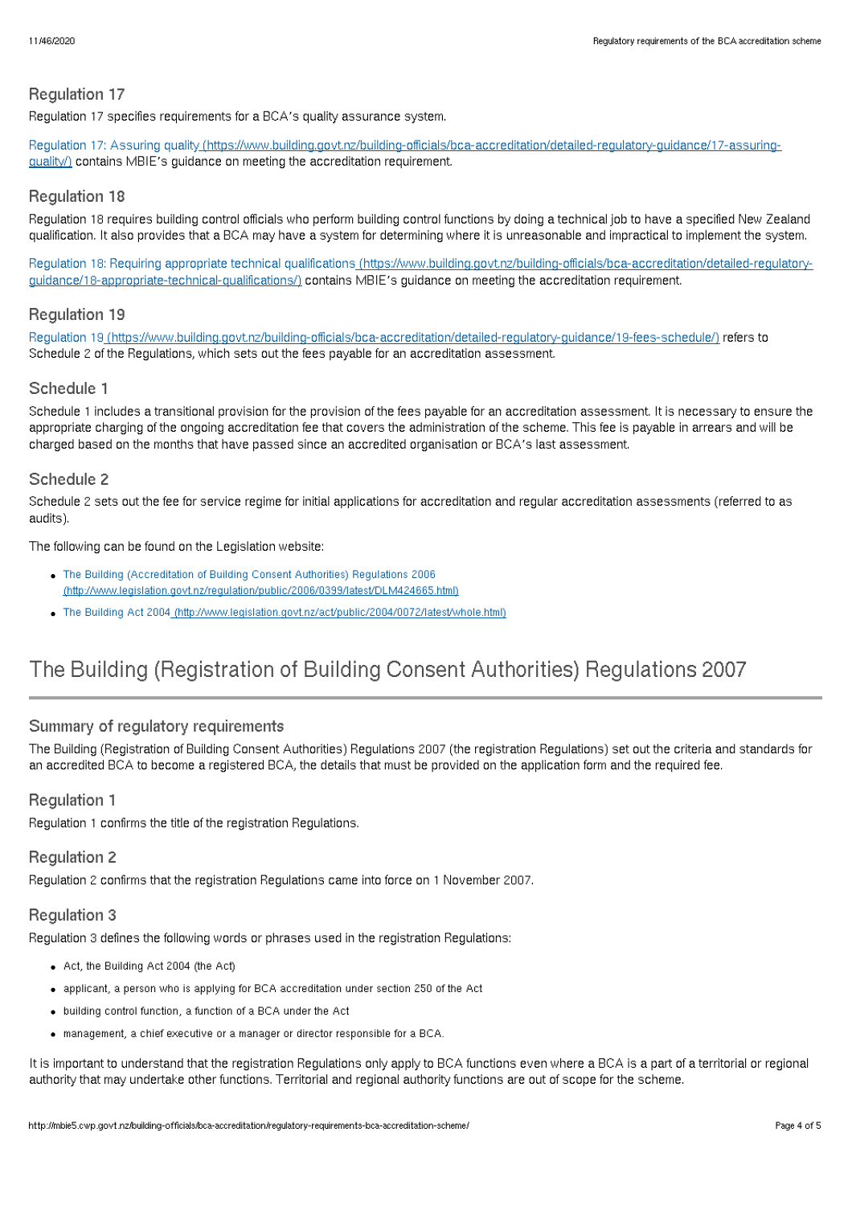### Regulation 17

Regulation 17 specifies requirements for a BCA's quality assurance system.

Regulation 17: Assuring quality (https://www.building.govt.nz/building-officials/bca-accreditation/detailed-regulatory-guidance/17-assuring-quality/) contains MBIE's guidance on meeting the accreditation requirement.

### Regulation 18

Regulation 18 requires building control officials who perform building control functions by doing a technical job to have a specified New Zealand qualification. It also provides that a BCA may have a system for determining where it is unreasonable and impractical to implement the system.

Regulation 18: Requiring appropriate technical qualifications (https://www.building.govt.nz/building-officials/bca-accreditation/detailed-regulatory-guidance/18-appropriate-technical-qualifications/) contains MBIE's guidance on meeting the accreditation requirement.

### Regulation 19

Regulation 19 (https://www.building.govt.nz/building-officials/bca-accreditation/detailed-regulatory-guidance/19-fees-schedule/) refers to Schedule 2 of the Regulations, which sets out the fees payable for an accreditation assessment.

### Schedule 1

Schedule 1 includes a transitional provision for the provision of the fees payable for an accreditation assessment. It is necessary to ensure the appropriate charging of the ongoing accreditation fee that covers the administration of the scheme. This fee is payable in arrears and will be charged based on the months that have passed since an accredited organisation or BCA's last assessment.

### Schedule 2

Schedule 2 sets out the fee for service regime for initial applications for accreditation and regular accreditation assessments (referred to as audits).

The following can be found on the Legislation website:

- The Building (Accreditation of Building Consent Authorities) Regulations 2006 (http://www.legislation.govt.nz/regulation/public/2006/0399/latest/DLM424665.html)
- The Building Act 2004 (http://www.legislation.govt.nz/act/public/2004/0072/latest/whole.html)

## The Building (Registration of Building Consent Authorities) Regulations 2007

### Summary of regulatory requirements

The Building (Registration of Building Consent Authorities) Regulations 2007 (the registration Regulations) set out the criteria and standards for an accredited BCA to become a registered BCA, the details that must be provided on the application form and the required fee.

### Regulation 1

Regulation 1 confirms the title of the registration Regulations.

### Regulation 2

Regulation 2 confirms that the registration Regulations came into force on 1 November 2007.

### Regulation 3

Regulation 3 defines the following words or phrases used in the registration Regulations:

- Act, the Building Act 2004 (the Act)
- applicant, a person who is applying for BCA accreditation under section 250 of the Act
- building control function, a function of a BCA under the Act
- management, a chief executive or a manager or director responsible for a BCA.

It is important to understand that the registration Regulations only apply to BCA functions even where a BCA is a part of a territorial or regional authority that may undertake other functions. Territorial and regional authority functions are out of scope for the scheme.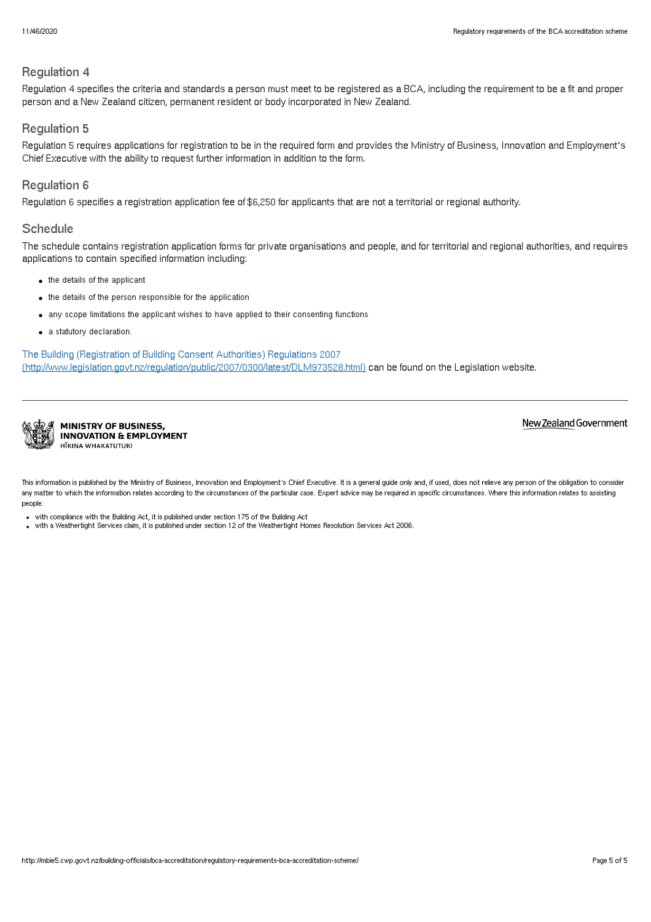## Regulation 4

Regulation 4 specifies the criteria and standards a person must meet to be registered as a BCA, including the requirement to be a fit and proper person and a New Zealand citizen, permanent resident or body incorporated in New Zealand.

## Regulation 5

Regulation 5 requires applications for registration to be in the required form and provides the Ministry of Business, Innovation and Employment's Chief Executive with the ability to request further information in addition to the form.

## Regulation 6

Regulation 6 specifies a registration application fee of $6,250 for applicants that are not a territorial or regional authority.

## Schedule

The schedule contains registration application forms for private organisations and people, and for territorial and regional authorities, and requires applications to contain specified information including:

- the details of the applicant
- the details of the person responsible for the application
- any scope limitations the applicant wishes to have applied to their consenting functions
- a statutory declaration.

The Building (Registration of Building Consent Authorities) Regulations 2007 (http://www.legislation.govt.nz/regulation/public/2007/0300/latest/DLM973528.html) can be found on the Legislation website.

---

**MINISTRY OF BUSINESS, INNOVATION & EMPLOYMENT**
HĪKINA WHAKATUTUKI

New Zealand Government

This information is published by the Ministry of Business, Innovation and Employment's Chief Executive. It is a general guide only and, if used, does not relieve any person of the obligation to consider any matter to which the information relates according to the circumstances of the particular case. Expert advice may be required in specific circumstances. Where this information relates to assisting people:

- with compliance with the Building Act, it is published under section 175 of the Building Act
- with a Weathertight Services claim, it is published under section 12 of the Weathertight Homes Resolution Services Act 2006.